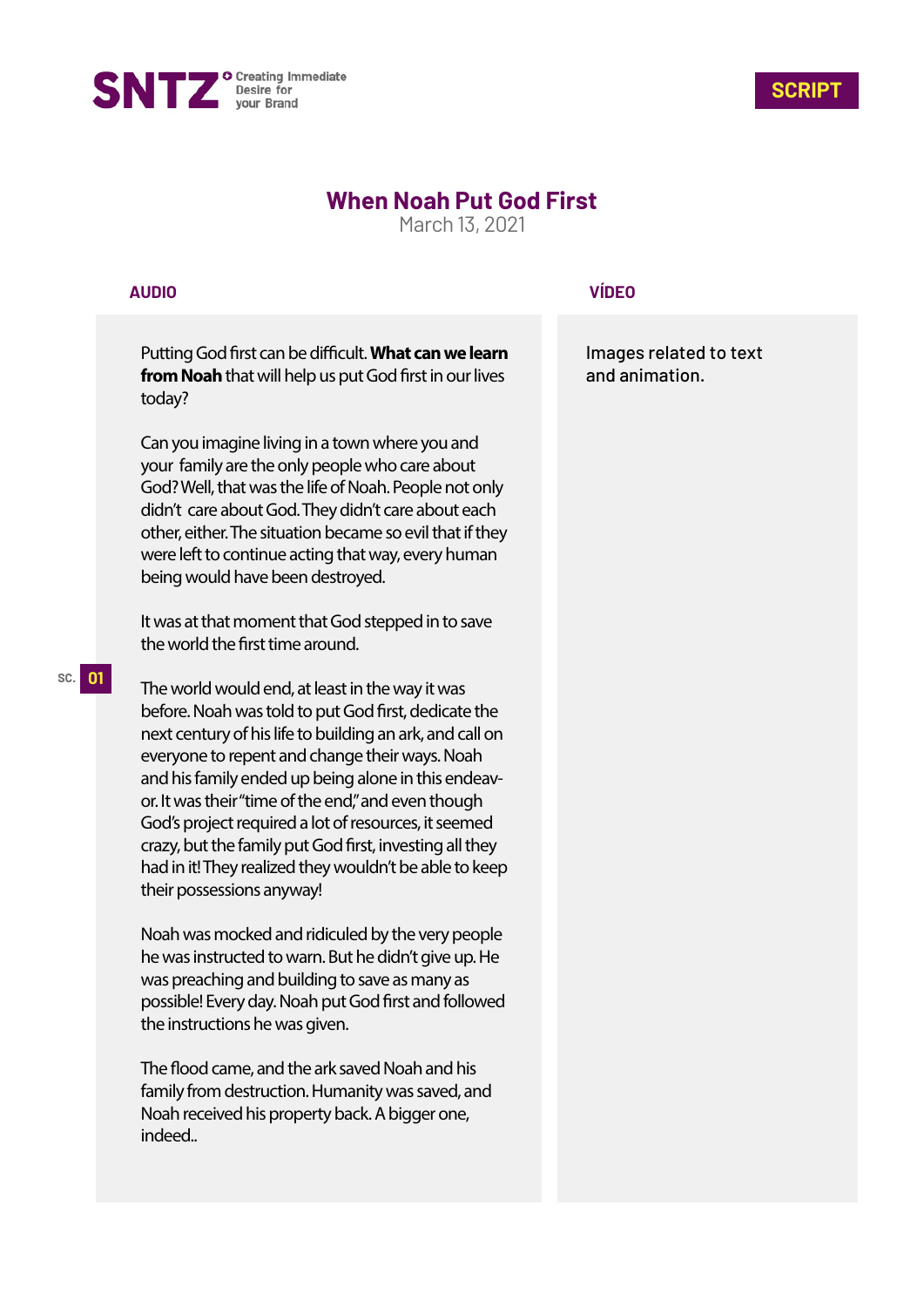SNTZ Creating Immediate Desire for your Brand

SCRIPT

# When Noah Put God First

March 13, 2021

| AUDIO | VÍDEO |
| --- | --- |
| Putting God first can be difficult. **What can we learn from Noah** that will help us put God first in our lives today?<br><br>Can you imagine living in a town where you and your family are the only people who care about God? Well, that was the life of Noah. People not only didn't care about God. They didn't care about each other, either. The situation became so evil that if they were left to continue acting that way, every human being would have been destroyed.<br><br>It was at that moment that God stepped in to save the world the first time around.<br><br>SC. 01<br><br>The world would end, at least in the way it was before. Noah was told to put God first, dedicate the next century of his life to building an ark, and call on everyone to repent and change their ways. Noah and his family ended up being alone in this endeavor. It was their "time of the end," and even though God's project required a lot of resources, it seemed crazy, but the family put God first, investing all they had in it! They realized they wouldn't be able to keep their possessions anyway!<br><br>Noah was mocked and ridiculed by the very people he was instructed to warn. But he didn't give up. He was preaching and building to save as many as possible! Every day. Noah put God first and followed the instructions he was given.<br><br>The flood came, and the ark saved Noah and his family from destruction. Humanity was saved, and Noah received his property back. A bigger one, indeed.. | Images related to text and animation. |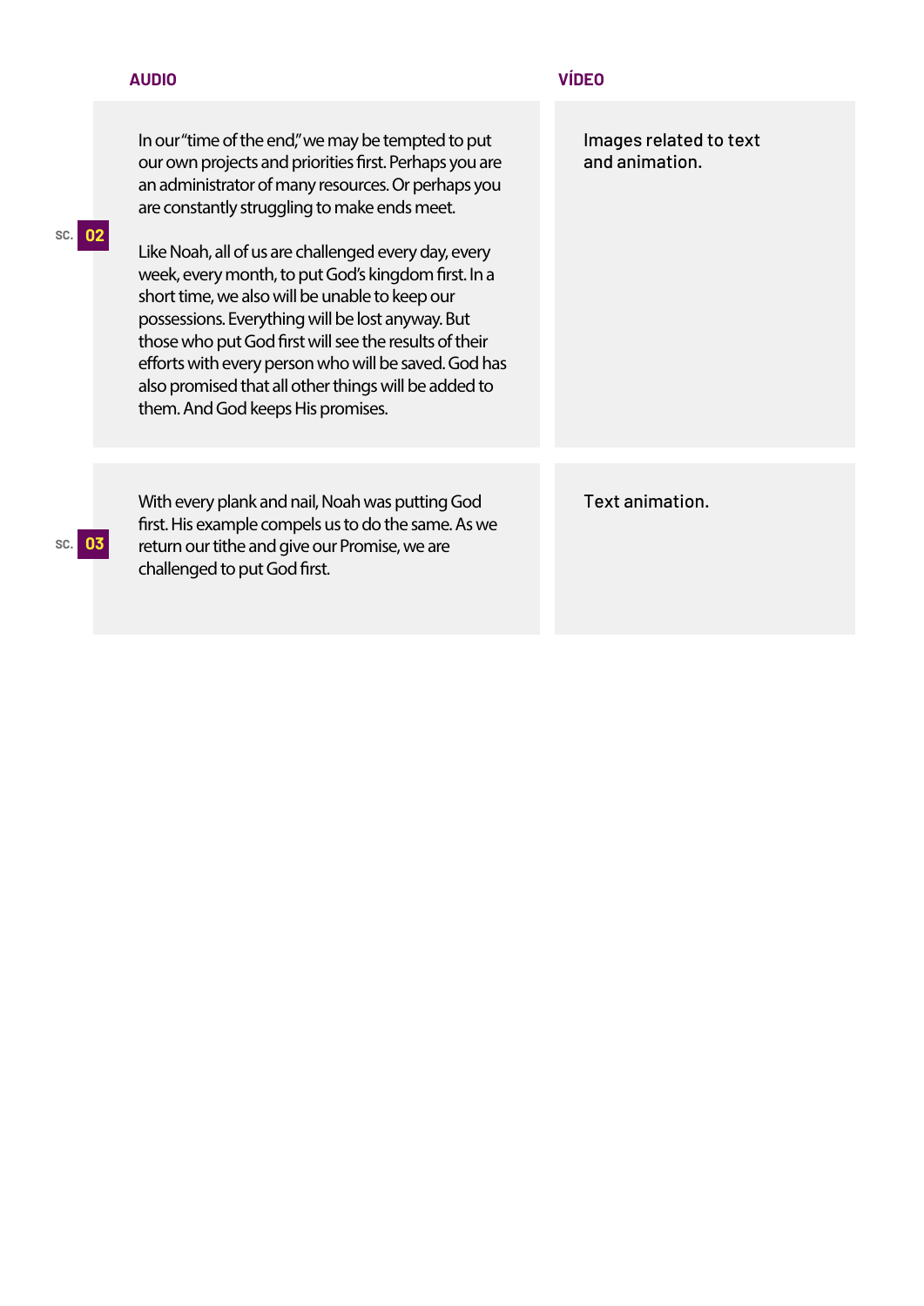| SC. | AUDIO | VÍDEO |
| --- | --- | --- |
| 02 | In our "time of the end," we may be tempted to put our own projects and priorities first. Perhaps you are an administrator of many resources. Or perhaps you are constantly struggling to make ends meet.<br><br>Like Noah, all of us are challenged every day, every week, every month, to put God's kingdom first. In a short time, we also will be unable to keep our possessions. Everything will be lost anyway. But those who put God first will see the results of their efforts with every person who will be saved. God has also promised that all other things will be added to them. And God keeps His promises. | Images related to text and animation. |
| 03 | With every plank and nail, Noah was putting God first. His example compels us to do the same. As we return our tithe and give our Promise, we are challenged to put God first. | Text animation. |